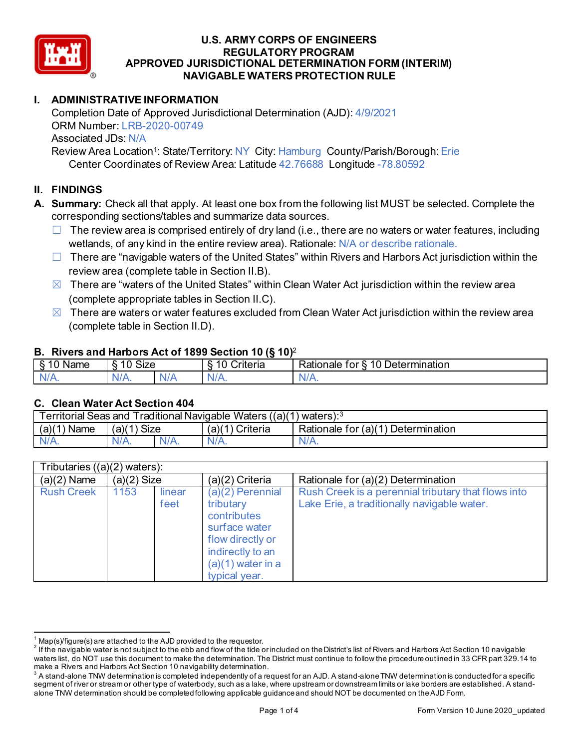# U.S. ARMY CORPS OF ENGINEERS
# REGULATORY PROGRAM
# APPROVED JURISDICTIONAL DETERMINATION FORM (INTERIM)
# NAVIGABLE WATERS PROTECTION RULE

## I. ADMINISTRATIVE INFORMATION

Completion Date of Approved Jurisdictional Determination (AJD): 4/9/2021
ORM Number: LRB-2020-00749
Associated JDs: N/A
Review Area Location[1]: State/Territory: NY City: Hamburg County/Parish/Borough: Erie
Center Coordinates of Review Area: Latitude 42.76688 Longitude -78.80592

## II. FINDINGS

**A. Summary:** Check all that apply. At least one box from the following list MUST be selected. Complete the corresponding sections/tables and summarize data sources.

- ☐ The review area is comprised entirely of dry land (i.e., there are no waters or water features, including wetlands, of any kind in the entire review area). Rationale: N/A or describe rationale.
- ☐ There are "navigable waters of the United States" within Rivers and Harbors Act jurisdiction within the review area (complete table in Section II.B).
- ☒ There are "waters of the United States" within Clean Water Act jurisdiction within the review area (complete appropriate tables in Section II.C).
- ☒ There are waters or water features excluded from Clean Water Act jurisdiction within the review area (complete table in Section II.D).

### B. Rivers and Harbors Act of 1899 Section 10 (§ 10)[2]

| § 10 Name | § 10 Size | | § 10 Criteria | Rationale for § 10 Determination |
|---|---|---|---|---|
| N/A. | N/A. | N/A | N/A. | N/A. |

### C. Clean Water Act Section 404

| Territorial Seas and Traditional Navigable Waters ((a)(1) waters):[3] | | | | |
|---|---|---|---|---|
| (a)(1) Name | (a)(1) Size | | (a)(1) Criteria | Rationale for (a)(1) Determination |
| N/A. | N/A. | N/A. | N/A. | N/A. |

| Tributaries ((a)(2) waters): | | | | |
|---|---|---|---|---|
| (a)(2) Name | (a)(2) Size | | (a)(2) Criteria | Rationale for (a)(2) Determination |
| Rush Creek | 1153 | linear feet | (a)(2) Perennial tributary contributes surface water flow directly or indirectly to an (a)(1) water in a typical year. | Rush Creek is a perennial tributary that flows into Lake Erie, a traditionally navigable water. |

---

[1] Map(s)/figure(s) are attached to the AJD provided to the requestor.
[2] If the navigable water is not subject to the ebb and flow of the tide or included on the District's list of Rivers and Harbors Act Section 10 navigable waters list, do NOT use this document to make the determination. The District must continue to follow the procedure outlined in 33 CFR part 329.14 to make a Rivers and Harbors Act Section 10 navigability determination.
[3] A stand-alone TNW determination is completed independently of a request for an AJD. A stand-alone TNW determination is conducted for a specific segment of river or stream or other type of waterbody, such as a lake, where upstream or downstream limits or lake borders are established. A stand-alone TNW determination should be completed following applicable guidance and should NOT be documented on the AJD Form.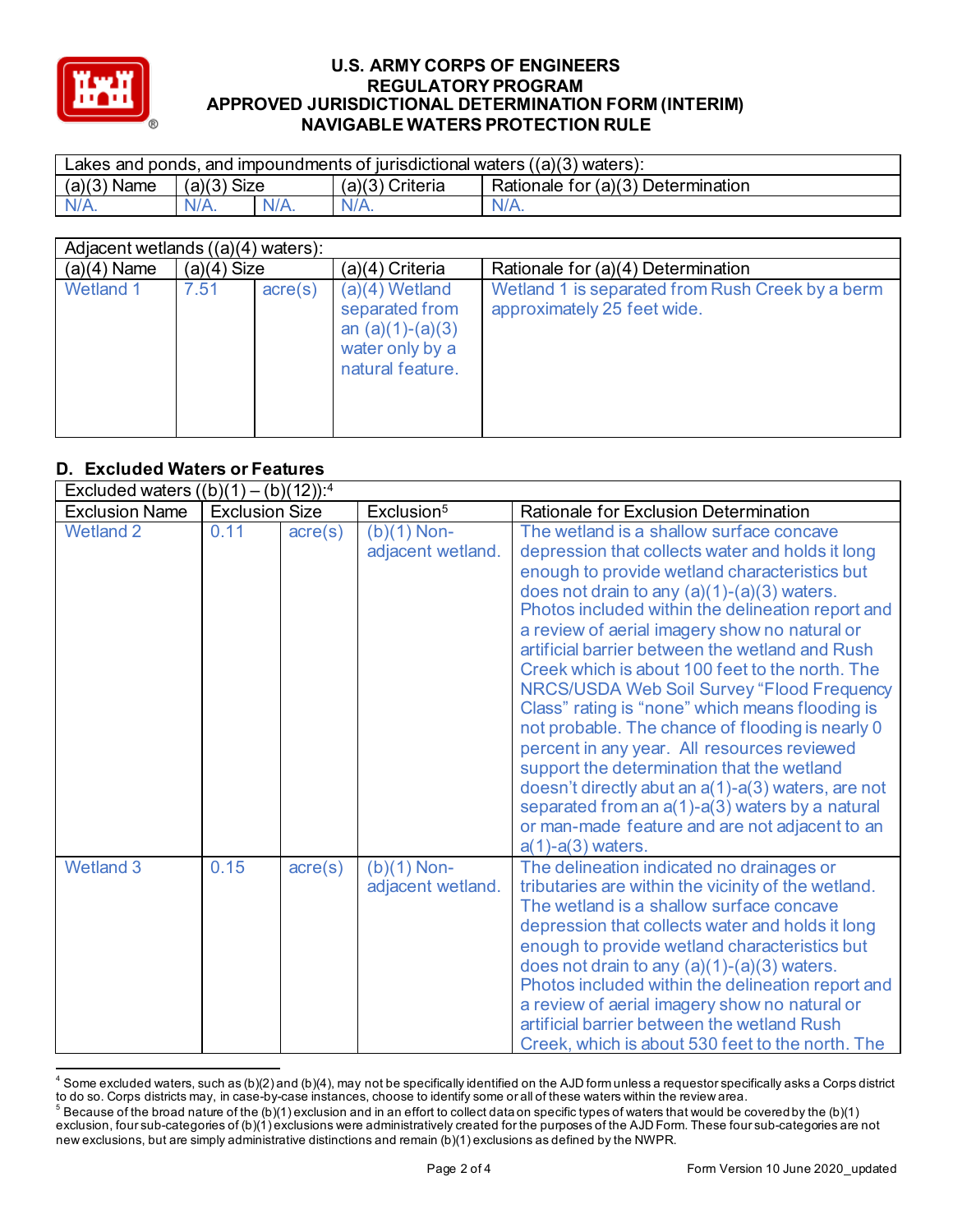| Lakes and ponds, and impoundments of jurisdictional waters ((a)(3) waters): | | | | |
|---|---|---|---|---|
| (a)(3) Name | (a)(3) Size | | (a)(3) Criteria | Rationale for (a)(3) Determination |
| N/A. | N/A. | N/A. | N/A. | N/A. |

| Adjacent wetlands ((a)(4) waters): | | | | |
|---|---|---|---|---|
| (a)(4) Name | (a)(4) Size | | (a)(4) Criteria | Rationale for (a)(4) Determination |
| Wetland 1 | 7.51 | acre(s) | (a)(4) Wetland separated from an (a)(1)-(a)(3) water only by a natural feature. | Wetland 1 is separated from Rush Creek by a berm approximately 25 feet wide. |

## D. Excluded Waters or Features

| Excluded waters ((b)(1) – (b)(12)):[4] | | | | |
|---|---|---|---|---|
| Exclusion Name | Exclusion Size | | Exclusion[5] | Rationale for Exclusion Determination |
| Wetland 2 | 0.11 | acre(s) | (b)(1) Non-adjacent wetland. | The wetland is a shallow surface concave depression that collects water and holds it long enough to provide wetland characteristics but does not drain to any (a)(1)-(a)(3) waters. Photos included within the delineation report and a review of aerial imagery show no natural or artificial barrier between the wetland and Rush Creek which is about 100 feet to the north. The NRCS/USDA Web Soil Survey "Flood Frequency Class" rating is "none" which means flooding is not probable. The chance of flooding is nearly 0 percent in any year. All resources reviewed support the determination that the wetland doesn't directly abut an a(1)-a(3) waters, are not separated from an a(1)-a(3) waters by a natural or man-made feature and are not adjacent to an a(1)-a(3) waters. |
| Wetland 3 | 0.15 | acre(s) | (b)(1) Non-adjacent wetland. | The delineation indicated no drainages or tributaries are within the vicinity of the wetland. The wetland is a shallow surface concave depression that collects water and holds it long enough to provide wetland characteristics but does not drain to any (a)(1)-(a)(3) waters. Photos included within the delineation report and a review of aerial imagery show no natural or artificial barrier between the wetland Rush Creek, which is about 530 feet to the north. The |

[4] Some excluded waters, such as (b)(2) and (b)(4), may not be specifically identified on the AJD form unless a requestor specifically asks a Corps district to do so. Corps districts may, in case-by-case instances, choose to identify some or all of these waters within the review area.

[5] Because of the broad nature of the (b)(1) exclusion and in an effort to collect data on specific types of waters that would be covered by the (b)(1) exclusion, four sub-categories of (b)(1) exclusions were administratively created for the purposes of the AJD Form. These four sub-categories are not new exclusions, but are simply administrative distinctions and remain (b)(1) exclusions as defined by the NWPR.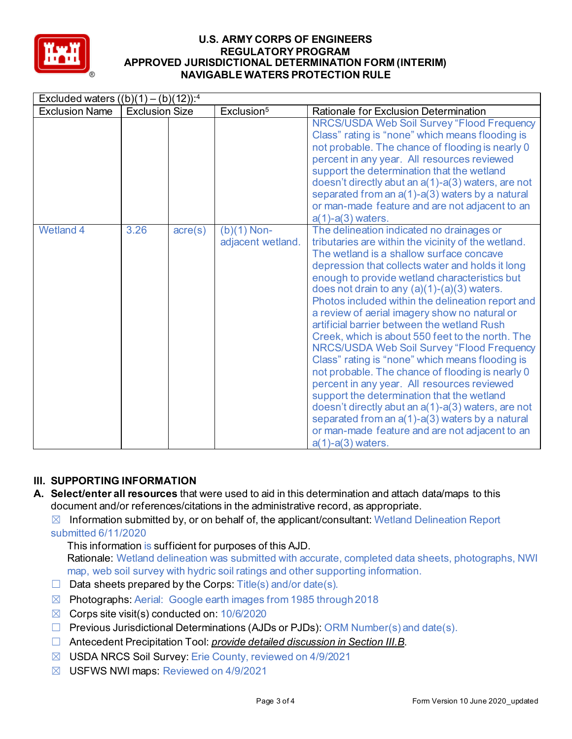| Excluded waters ((b)(1) – (b)(12)):[4] | | | | |
|---|---|---|---|---|
| Exclusion Name | Exclusion Size | | Exclusion[5] | Rationale for Exclusion Determination |
| | | | | NRCS/USDA Web Soil Survey "Flood Frequency Class" rating is "none" which means flooding is not probable. The chance of flooding is nearly 0 percent in any year. All resources reviewed support the determination that the wetland doesn't directly abut an a(1)-a(3) waters, are not separated from an a(1)-a(3) waters by a natural or man-made feature and are not adjacent to an a(1)-a(3) waters. |
| Wetland 4 | 3.26 | acre(s) | (b)(1) Non-adjacent wetland. | The delineation indicated no drainages or tributaries are within the vicinity of the wetland. The wetland is a shallow surface concave depression that collects water and holds it long enough to provide wetland characteristics but does not drain to any (a)(1)-(a)(3) waters. Photos included within the delineation report and a review of aerial imagery show no natural or artificial barrier between the wetland Rush Creek, which is about 550 feet to the north. The NRCS/USDA Web Soil Survey "Flood Frequency Class" rating is "none" which means flooding is not probable. The chance of flooding is nearly 0 percent in any year. All resources reviewed support the determination that the wetland doesn't directly abut an a(1)-a(3) waters, are not separated from an a(1)-a(3) waters by a natural or man-made feature and are not adjacent to an a(1)-a(3) waters. |

## III. SUPPORTING INFORMATION

**A. Select/enter all resources** that were used to aid in this determination and attach data/maps to this document and/or references/citations in the administrative record, as appropriate.

☒ Information submitted by, or on behalf of, the applicant/consultant: Wetland Delineation Report submitted 6/11/2020

This information is sufficient for purposes of this AJD.

Rationale: Wetland delineation was submitted with accurate, completed data sheets, photographs, NWI map, web soil survey with hydric soil ratings and other supporting information.

☐ Data sheets prepared by the Corps: Title(s) and/or date(s).

☒ Photographs: Aerial: Google earth images from 1985 through 2018

☒ Corps site visit(s) conducted on: 10/6/2020

☐ Previous Jurisdictional Determinations (AJDs or PJDs): ORM Number(s) and date(s).

☐ Antecedent Precipitation Tool: *provide detailed discussion in Section III.B*.

☒ USDA NRCS Soil Survey: Erie County, reviewed on 4/9/2021

☒ USFWS NWI maps: Reviewed on 4/9/2021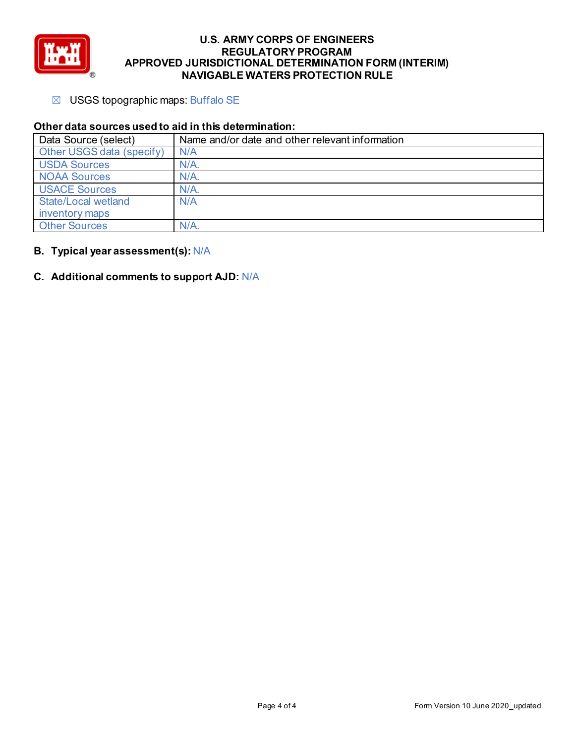☒ USGS topographic maps: Buffalo SE

**Other data sources used to aid in this determination:**

| Data Source (select) | Name and/or date and other relevant information |
|---|---|
| Other USGS data (specify) | N/A |
| USDA Sources | N/A. |
| NOAA Sources | N/A. |
| USACE Sources | N/A. |
| State/Local wetland inventory maps | N/A |
| Other Sources | N/A. |

**B. Typical year assessment(s):** N/A

**C. Additional comments to support AJD:** N/A